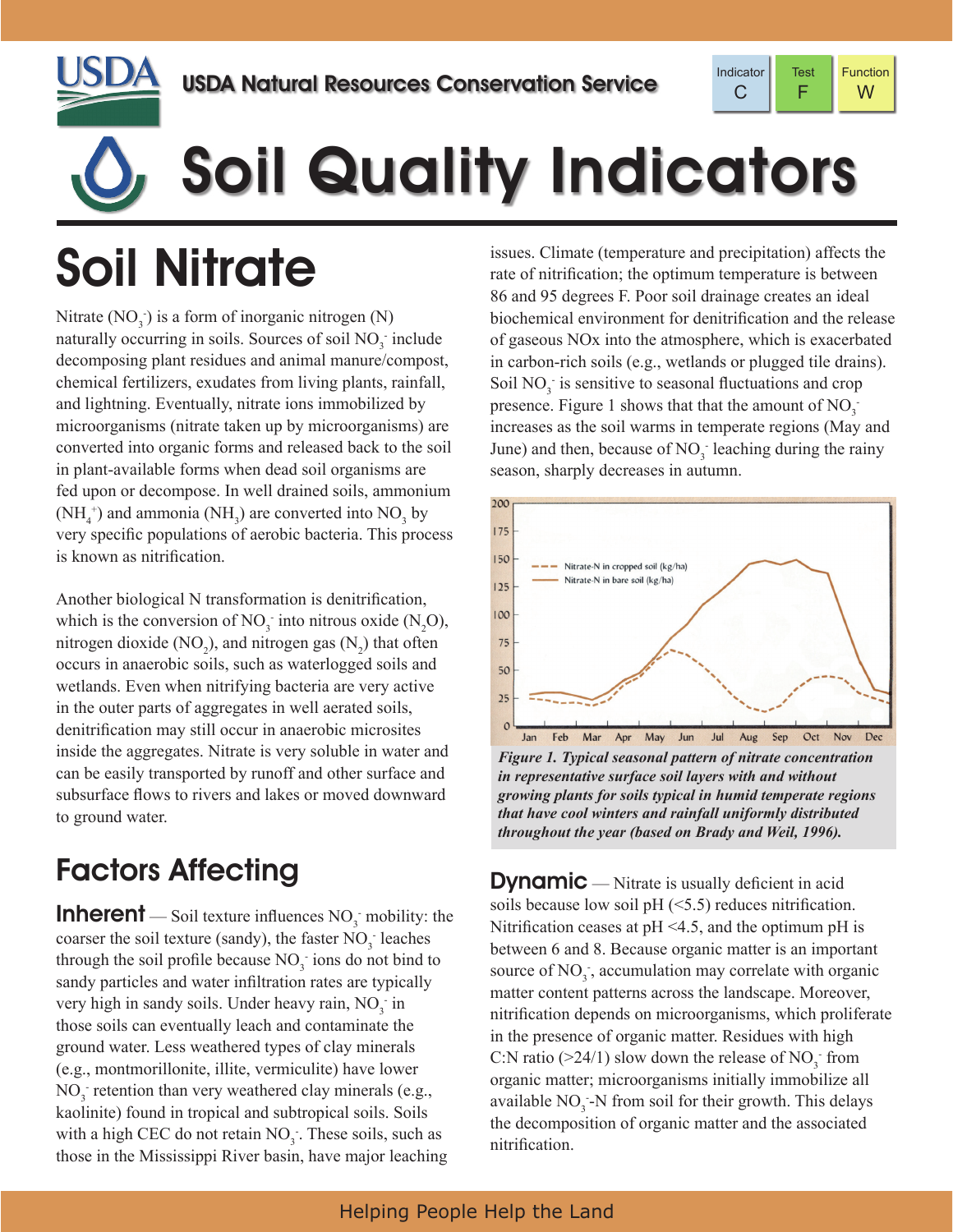# Soil Quality Indicators

## Soil Nitrate

Nitrate ($NO_3^-$) is a form of inorganic nitrogen (N) naturally occurring in soils. Sources of soil $NO_3^-$ include decomposing plant residues and animal manure/compost, chemical fertilizers, exudates from living plants, rainfall, and lightning. Eventually, nitrate ions immobilized by microorganisms (nitrate taken up by microorganisms) are converted into organic forms and released back to the soil in plant-available forms when dead soil organisms are fed upon or decompose. In well drained soils, ammonium ($NH_4^+$) and ammonia ($NH_3$) are converted into $NO_3$ by very specific populations of aerobic bacteria. This process is known as nitrification.

Another biological N transformation is denitrification, which is the conversion of $NO_3^-$ into nitrous oxide ($N_2O$), nitrogen dioxide ($NO_2$), and nitrogen gas ($N_2$) that often occurs in anaerobic soils, such as waterlogged soils and wetlands. Even when nitrifying bacteria are very active in the outer parts of aggregates in well aerated soils, denitrification may still occur in anaerobic microsites inside the aggregates. Nitrate is very soluble in water and can be easily transported by runoff and other surface and subsurface flows to rivers and lakes or moved downward to ground water.

## Factors Affecting

**Inherent** — Soil texture influences $NO_3^-$ mobility: the coarser the soil texture (sandy), the faster $NO_3^-$ leaches through the soil profile because $NO_3^-$ ions do not bind to sandy particles and water infiltration rates are typically very high in sandy soils. Under heavy rain, $NO_3^-$ in those soils can eventually leach and contaminate the ground water. Less weathered types of clay minerals (e.g., montmorillonite, illite, vermiculite) have lower $NO_3^-$ retention than very weathered clay minerals (e.g., kaolinite) found in tropical and subtropical soils. Soils with a high CEC do not retain $NO_3^-$. These soils, such as those in the Mississippi River basin, have major leaching issues. Climate (temperature and precipitation) affects the rate of nitrification; the optimum temperature is between 86 and 95 degrees F. Poor soil drainage creates an ideal biochemical environment for denitrification and the release of gaseous NOx into the atmosphere, which is exacerbated in carbon-rich soils (e.g., wetlands or plugged tile drains). Soil $NO_3^-$ is sensitive to seasonal fluctuations and crop presence. Figure 1 shows that that the amount of $NO_3^-$ increases as the soil warms in temperate regions (May and June) and then, because of $NO_3^-$ leaching during the rainy season, sharply decreases in autumn.

*Figure 1. Typical seasonal pattern of nitrate concentration in representative surface soil layers with and without growing plants for soils typical in humid temperate regions that have cool winters and rainfall uniformly distributed throughout the year (based on Brady and Weil, 1996).*

**Dynamic** — Nitrate is usually deficient in acid soils because low soil pH (<5.5) reduces nitrification. Nitrification ceases at pH <4.5, and the optimum pH is between 6 and 8. Because organic matter is an important source of $NO_3^-$, accumulation may correlate with organic matter content patterns across the landscape. Moreover, nitrification depends on microorganisms, which proliferate in the presence of organic matter. Residues with high C:N ratio (>24/1) slow down the release of $NO_3^-$ from organic matter; microorganisms initially immobilize all available $NO_3^-$-N from soil for their growth. This delays the decomposition of organic matter and the associated nitrification.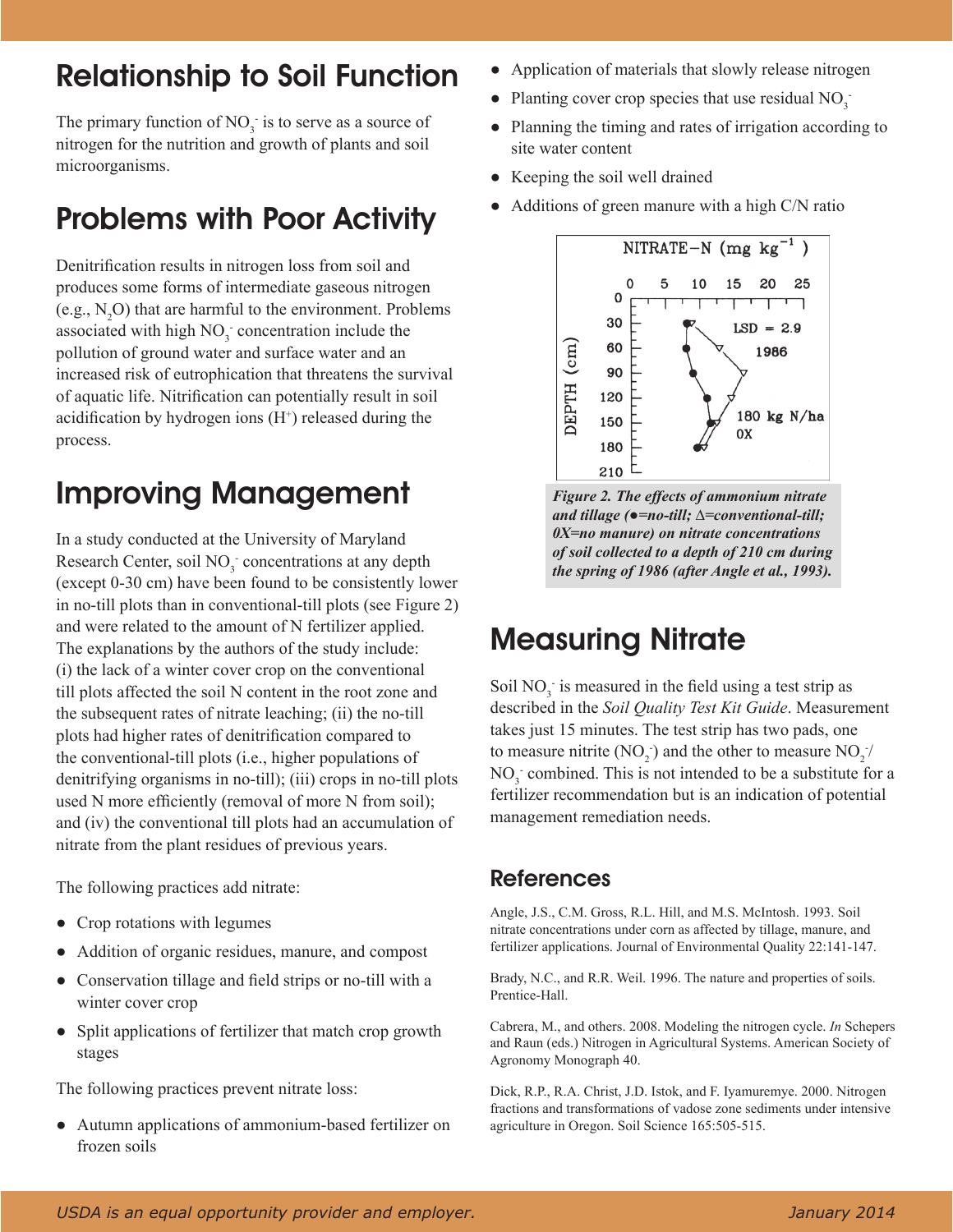## Relationship to Soil Function

The primary function of $NO_3^-$ is to serve as a source of nitrogen for the nutrition and growth of plants and soil microorganisms.

## Problems with Poor Activity

Denitrification results in nitrogen loss from soil and produces some forms of intermediate gaseous nitrogen (e.g., $N_2O$) that are harmful to the environment. Problems associated with high $NO_3^-$ concentration include the pollution of ground water and surface water and an increased risk of eutrophication that threatens the survival of aquatic life. Nitrification can potentially result in soil acidification by hydrogen ions ($H^+$) released during the process.

## Improving Management

In a study conducted at the University of Maryland Research Center, soil $NO_3^-$ concentrations at any depth (except 0-30 cm) have been found to be consistently lower in no-till plots than in conventional-till plots (see Figure 2) and were related to the amount of N fertilizer applied. The explanations by the authors of the study include: (i) the lack of a winter cover crop on the conventional till plots affected the soil N content in the root zone and the subsequent rates of nitrate leaching; (ii) the no-till plots had higher rates of denitrification compared to the conventional-till plots (i.e., higher populations of denitrifying organisms in no-till); (iii) crops in no-till plots used N more efficiently (removal of more N from soil); and (iv) the conventional till plots had an accumulation of nitrate from the plant residues of previous years.

The following practices add nitrate:

- Crop rotations with legumes
- Addition of organic residues, manure, and compost
- Conservation tillage and field strips or no-till with a winter cover crop
- Split applications of fertilizer that match crop growth stages

The following practices prevent nitrate loss:

- Autumn applications of ammonium-based fertilizer on frozen soils
- Application of materials that slowly release nitrogen
- Planting cover crop species that use residual $NO_3^-$
- Planning the timing and rates of irrigation according to site water content
- Keeping the soil well drained
- Additions of green manure with a high C/N ratio

NITRATE−N (mg kg$^{-1}$)
0 5 10 15 20 25
DEPTH (cm)
0 30 60 90 120 150 180 210
LSD = 2.9
1986
180 kg N/ha
0X

***Figure 2. The effects of ammonium nitrate and tillage (●=no-till; ∆=conventional-till; 0X=no manure) on nitrate concentrations of soil collected to a depth of 210 cm during the spring of 1986 (after Angle et al., 1993).***

## Measuring Nitrate

Soil $NO_3^-$ is measured in the field using a test strip as described in the *Soil Quality Test Kit Guide*. Measurement takes just 15 minutes. The test strip has two pads, one to measure nitrite ($NO_2^-$) and the other to measure $NO_2^-$/$NO_3^-$ combined. This is not intended to be a substitute for a fertilizer recommendation but is an indication of potential management remediation needs.

### References

Angle, J.S., C.M. Gross, R.L. Hill, and M.S. McIntosh. 1993. Soil nitrate concentrations under corn as affected by tillage, manure, and fertilizer applications. Journal of Environmental Quality 22:141-147.

Brady, N.C., and R.R. Weil. 1996. The nature and properties of soils. Prentice-Hall.

Cabrera, M., and others. 2008. Modeling the nitrogen cycle. *In* Schepers and Raun (eds.) Nitrogen in Agricultural Systems. American Society of Agronomy Monograph 40.

Dick, R.P., R.A. Christ, J.D. Istok, and F. Iyamuremye. 2000. Nitrogen fractions and transformations of vadose zone sediments under intensive agriculture in Oregon. Soil Science 165:505-515.

*USDA is an equal opportunity provider and employer.*

*January 2014*